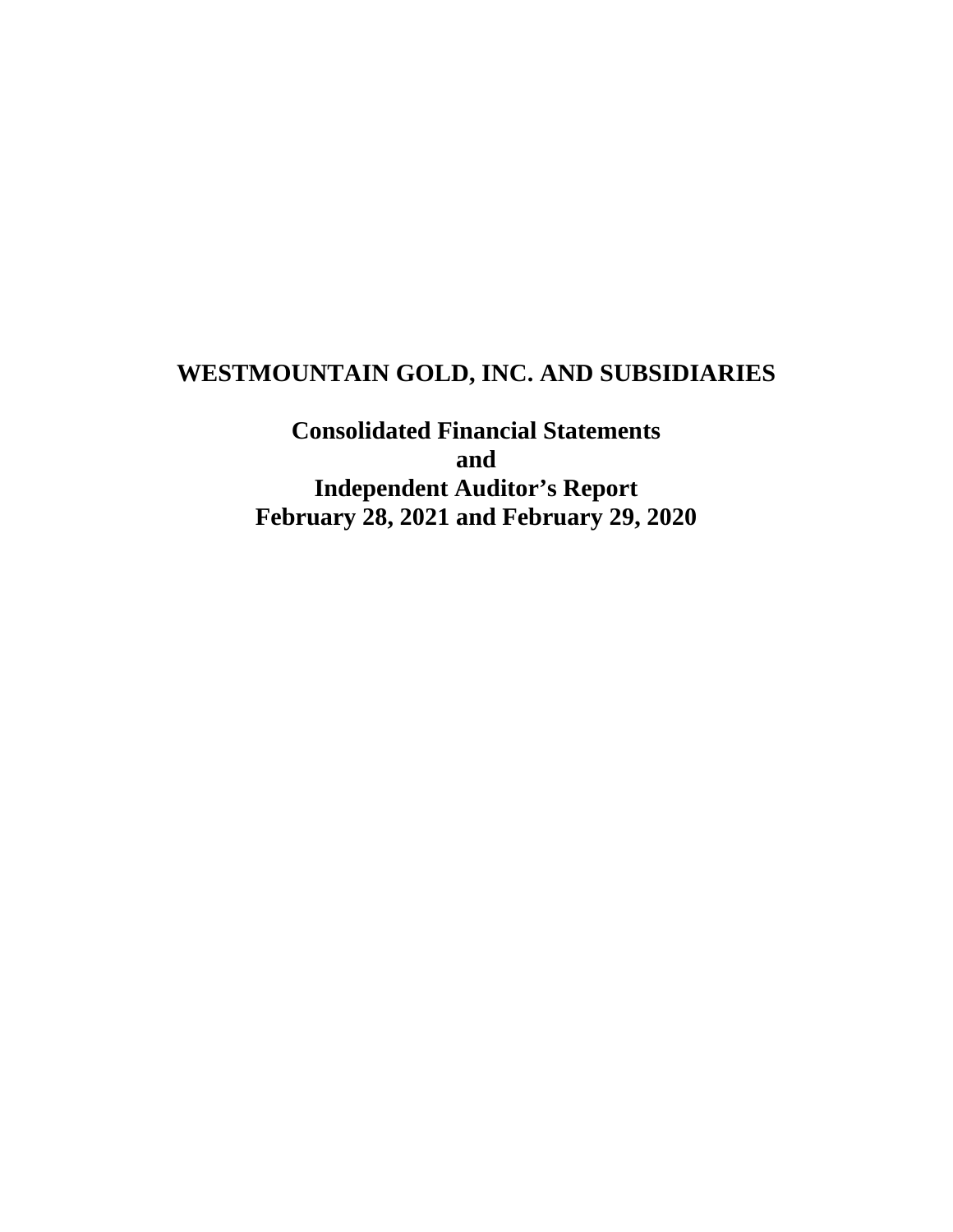# WESTMOUNTAIN GOLD, INC. AND SUBSIDIARIES

## Consolidated Financial Statements
## and
## Independent Auditor's Report
## February 28, 2021 and February 29, 2020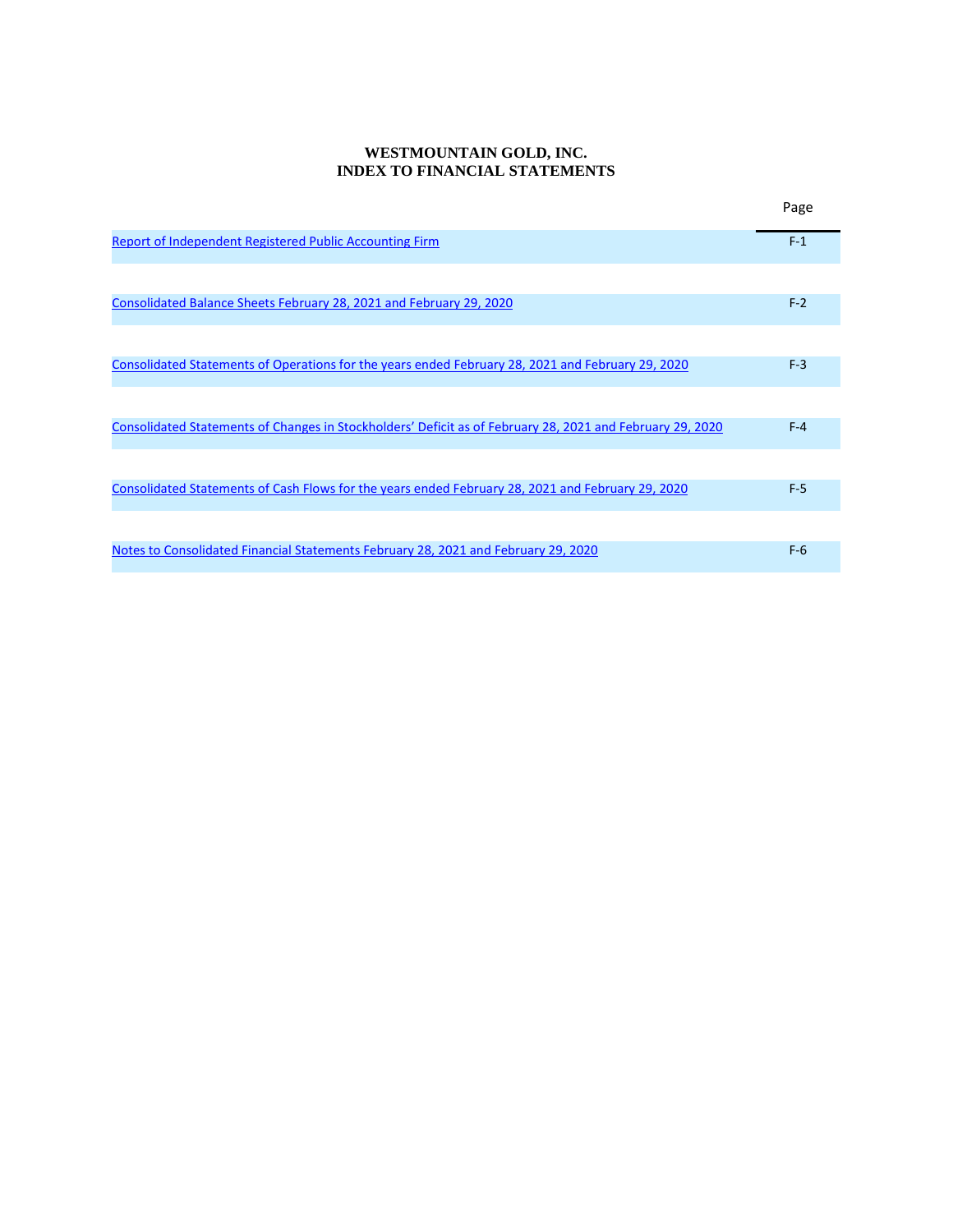# WESTMOUNTAIN GOLD, INC.
# INDEX TO FINANCIAL STATEMENTS

| | Page |
|---|---|
| Report of Independent Registered Public Accounting Firm | F-1 |
| Consolidated Balance Sheets February 28, 2021 and February 29, 2020 | F-2 |
| Consolidated Statements of Operations for the years ended February 28, 2021 and February 29, 2020 | F-3 |
| Consolidated Statements of Changes in Stockholders' Deficit as of February 28, 2021 and February 29, 2020 | F-4 |
| Consolidated Statements of Cash Flows for the years ended February 28, 2021 and February 29, 2020 | F-5 |
| Notes to Consolidated Financial Statements February 28, 2021 and February 29, 2020 | F-6 |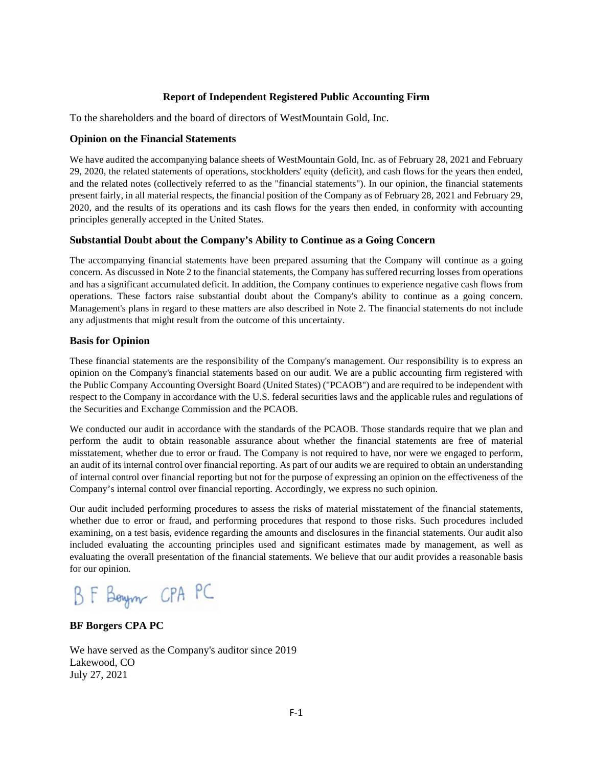## Report of Independent Registered Public Accounting Firm

To the shareholders and the board of directors of WestMountain Gold, Inc.

### Opinion on the Financial Statements

We have audited the accompanying balance sheets of WestMountain Gold, Inc. as of February 28, 2021 and February 29, 2020, the related statements of operations, stockholders' equity (deficit), and cash flows for the years then ended, and the related notes (collectively referred to as the "financial statements"). In our opinion, the financial statements present fairly, in all material respects, the financial position of the Company as of February 28, 2021 and February 29, 2020, and the results of its operations and its cash flows for the years then ended, in conformity with accounting principles generally accepted in the United States.

### Substantial Doubt about the Company's Ability to Continue as a Going Concern

The accompanying financial statements have been prepared assuming that the Company will continue as a going concern. As discussed in Note 2 to the financial statements, the Company has suffered recurring losses from operations and has a significant accumulated deficit. In addition, the Company continues to experience negative cash flows from operations. These factors raise substantial doubt about the Company's ability to continue as a going concern. Management's plans in regard to these matters are also described in Note 2. The financial statements do not include any adjustments that might result from the outcome of this uncertainty.

### Basis for Opinion

These financial statements are the responsibility of the Company's management. Our responsibility is to express an opinion on the Company's financial statements based on our audit. We are a public accounting firm registered with the Public Company Accounting Oversight Board (United States) ("PCAOB") and are required to be independent with respect to the Company in accordance with the U.S. federal securities laws and the applicable rules and regulations of the Securities and Exchange Commission and the PCAOB.

We conducted our audit in accordance with the standards of the PCAOB. Those standards require that we plan and perform the audit to obtain reasonable assurance about whether the financial statements are free of material misstatement, whether due to error or fraud. The Company is not required to have, nor were we engaged to perform, an audit of its internal control over financial reporting. As part of our audits we are required to obtain an understanding of internal control over financial reporting but not for the purpose of expressing an opinion on the effectiveness of the Company's internal control over financial reporting. Accordingly, we express no such opinion.

Our audit included performing procedures to assess the risks of material misstatement of the financial statements, whether due to error or fraud, and performing procedures that respond to those risks. Such procedures included examining, on a test basis, evidence regarding the amounts and disclosures in the financial statements. Our audit also included evaluating the accounting principles used and significant estimates made by management, as well as evaluating the overall presentation of the financial statements. We believe that our audit provides a reasonable basis for our opinion.

B F Borgers CPA PC

**BF Borgers CPA PC**

We have served as the Company's auditor since 2019
Lakewood, CO
July 27, 2021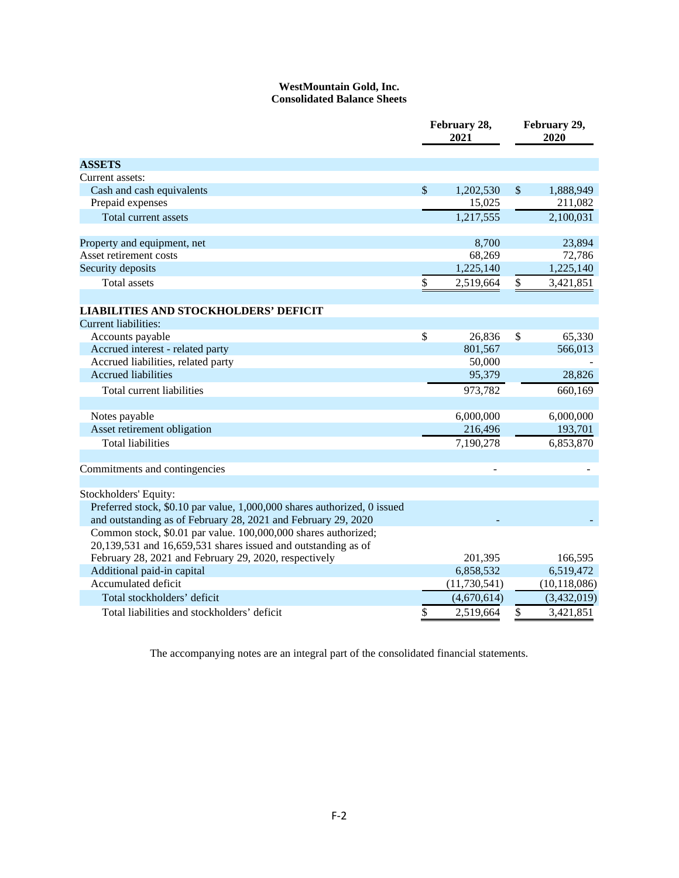**WestMountain Gold, Inc.**
**Consolidated Balance Sheets**

| | February 28, 2021 | February 29, 2020 |
|---|---|---|
| **ASSETS** | | |
| Current assets: | | |
| Cash and cash equivalents | $ 1,202,530 | $ 1,888,949 |
| Prepaid expenses | 15,025 | 211,082 |
| Total current assets | 1,217,555 | 2,100,031 |
| | | |
| Property and equipment, net | 8,700 | 23,894 |
| Asset retirement costs | 68,269 | 72,786 |
| Security deposits | 1,225,140 | 1,225,140 |
| Total assets | $ 2,519,664 | $ 3,421,851 |
| | | |
| **LIABILITIES AND STOCKHOLDERS' DEFICIT** | | |
| Current liabilities: | | |
| Accounts payable | $ 26,836 | $ 65,330 |
| Accrued interest - related party | 801,567 | 566,013 |
| Accrued liabilities, related party | 50,000 | - |
| Accrued liabilities | 95,379 | 28,826 |
| Total current liabilities | 973,782 | 660,169 |
| | | |
| Notes payable | 6,000,000 | 6,000,000 |
| Asset retirement obligation | 216,496 | 193,701 |
| Total liabilities | 7,190,278 | 6,853,870 |
| | | |
| Commitments and contingencies | - | - |
| | | |
| Stockholders' Equity: | | |
| Preferred stock, $0.10 par value, 1,000,000 shares authorized, 0 issued and outstanding as of February 28, 2021 and February 29, 2020 | - | - |
| Common stock, $0.01 par value. 100,000,000 shares authorized; 20,139,531 and 16,659,531 shares issued and outstanding as of February 28, 2021 and February 29, 2020, respectively | 201,395 | 166,595 |
| Additional paid-in capital | 6,858,532 | 6,519,472 |
| Accumulated deficit | (11,730,541) | (10,118,086) |
| Total stockholders' deficit | (4,670,614) | (3,432,019) |
| Total liabilities and stockholders' deficit | $ 2,519,664 | $ 3,421,851 |

The accompanying notes are an integral part of the consolidated financial statements.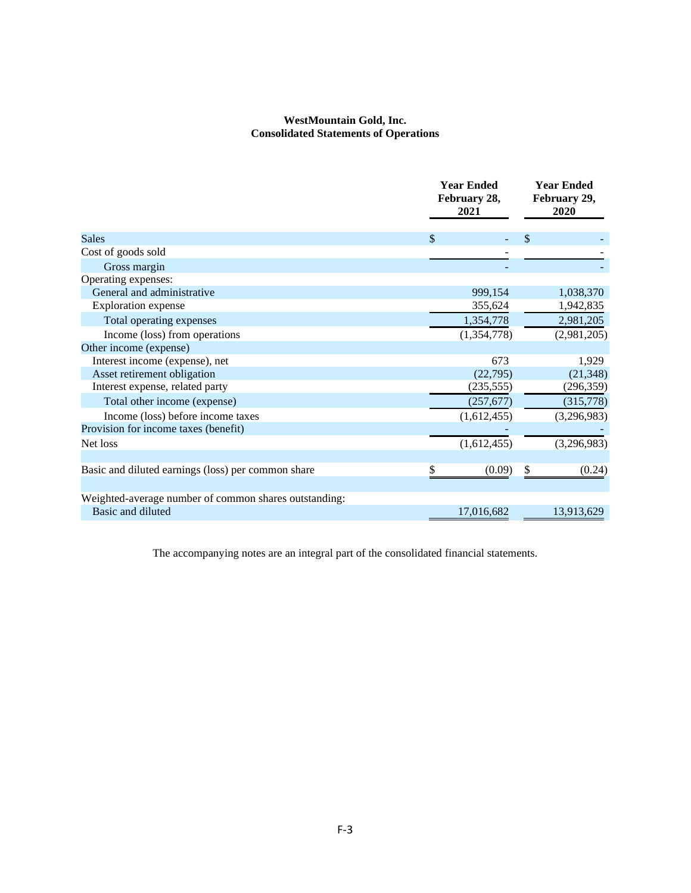**WestMountain Gold, Inc.**
**Consolidated Statements of Operations**

| | Year Ended February 28, 2021 | Year Ended February 29, 2020 |
|---|---|---|
| Sales | $ - | $ - |
| Cost of goods sold | - | - |
| Gross margin | - | - |
| Operating expenses: | | |
| General and administrative | 999,154 | 1,038,370 |
| Exploration expense | 355,624 | 1,942,835 |
| Total operating expenses | 1,354,778 | 2,981,205 |
| Income (loss) from operations | (1,354,778) | (2,981,205) |
| Other income (expense) | | |
| Interest income (expense), net | 673 | 1,929 |
| Asset retirement obligation | (22,795) | (21,348) |
| Interest expense, related party | (235,555) | (296,359) |
| Total other income (expense) | (257,677) | (315,778) |
| Income (loss) before income taxes | (1,612,455) | (3,296,983) |
| Provision for income taxes (benefit) | - | - |
| Net loss | (1,612,455) | (3,296,983) |
| | | |
| Basic and diluted earnings (loss) per common share | $ (0.09) | $ (0.24) |
| | | |
| Weighted-average number of common shares outstanding: | | |
| Basic and diluted | 17,016,682 | 13,913,629 |

The accompanying notes are an integral part of the consolidated financial statements.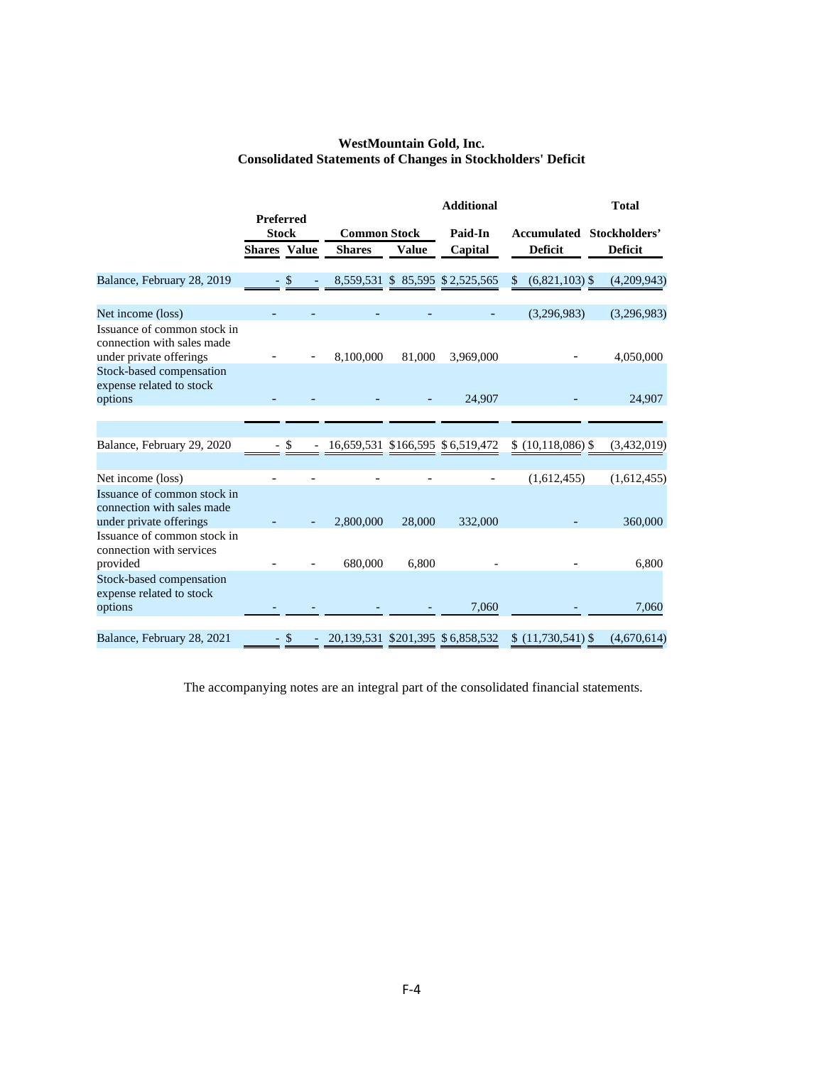# WestMountain Gold, Inc.
## Consolidated Statements of Changes in Stockholders' Deficit

| | Preferred Stock | | Common Stock | | Additional Paid-In | Accumulated | Total Stockholders' |
|---|---|---|---|---|---|---|---|
| | Shares | Value | Shares | Value | Capital | Deficit | Deficit |
| Balance, February 28, 2019 | - | $ - | 8,559,531 | $ 85,595 | $ 2,525,565 | $ (6,821,103) | $ (4,209,943) |
| Net income (loss) | - | - | - | - | - | (3,296,983) | (3,296,983) |
| Issuance of common stock in connection with sales made under private offerings | - | - | 8,100,000 | 81,000 | 3,969,000 | - | 4,050,000 |
| Stock-based compensation expense related to stock options | - | - | - | - | 24,907 | - | 24,907 |
| Balance, February 29, 2020 | - | $ - | 16,659,531 | $166,595 | $ 6,519,472 | $ (10,118,086) | $ (3,432,019) |
| Net income (loss) | - | - | - | - | - | (1,612,455) | (1,612,455) |
| Issuance of common stock in connection with sales made under private offerings | - | - | 2,800,000 | 28,000 | 332,000 | - | 360,000 |
| Issuance of common stock in connection with services provided | - | - | 680,000 | 6,800 | - | - | 6,800 |
| Stock-based compensation expense related to stock options | - | - | - | - | 7,060 | - | 7,060 |
| Balance, February 28, 2021 | - | $ - | 20,139,531 | $201,395 | $ 6,858,532 | $ (11,730,541) | $ (4,670,614) |

The accompanying notes are an integral part of the consolidated financial statements.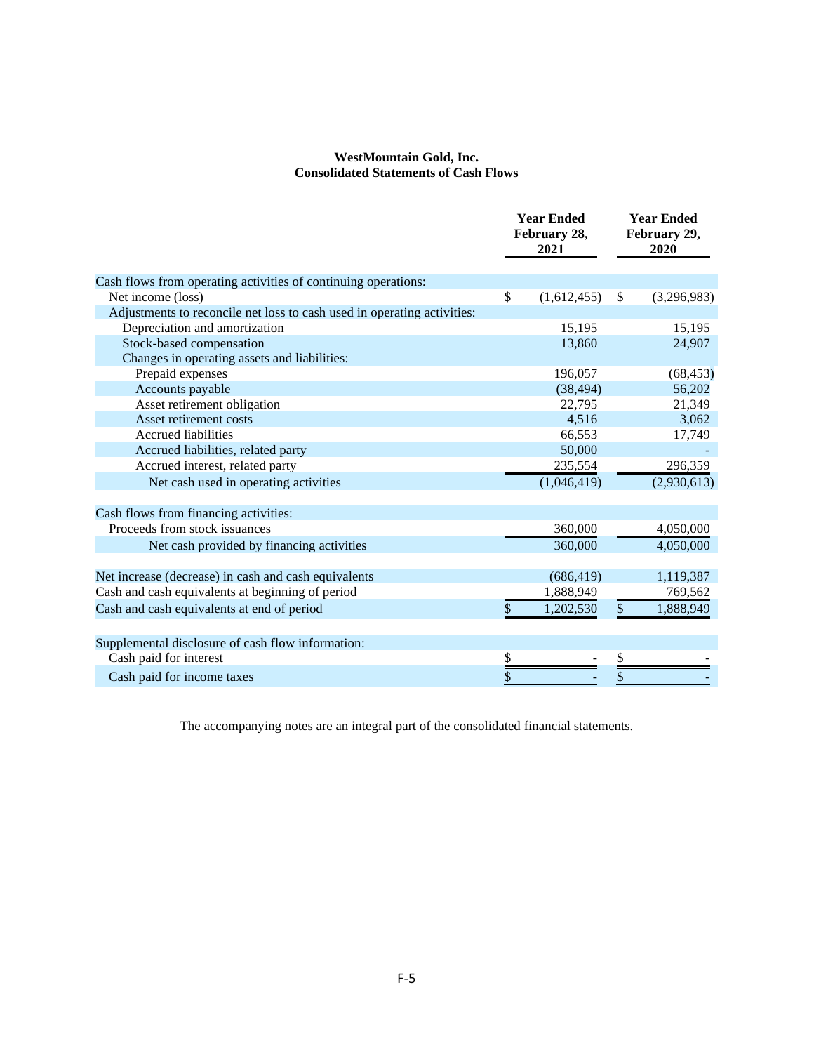**WestMountain Gold, Inc.**
**Consolidated Statements of Cash Flows**

| | Year Ended February 28, 2021 | Year Ended February 29, 2020 |
|---|---|---|
| Cash flows from operating activities of continuing operations: | | |
| Net income (loss) | $ (1,612,455) | $ (3,296,983) |
| Adjustments to reconcile net loss to cash used in operating activities: | | |
| Depreciation and amortization | 15,195 | 15,195 |
| Stock-based compensation | 13,860 | 24,907 |
| Changes in operating assets and liabilities: | | |
| Prepaid expenses | 196,057 | (68,453) |
| Accounts payable | (38,494) | 56,202 |
| Asset retirement obligation | 22,795 | 21,349 |
| Asset retirement costs | 4,516 | 3,062 |
| Accrued liabilities | 66,553 | 17,749 |
| Accrued liabilities, related party | 50,000 | - |
| Accrued interest, related party | 235,554 | 296,359 |
| Net cash used in operating activities | (1,046,419) | (2,930,613) |
| | | |
| Cash flows from financing activities: | | |
| Proceeds from stock issuances | 360,000 | 4,050,000 |
| Net cash provided by financing activities | 360,000 | 4,050,000 |
| | | |
| Net increase (decrease) in cash and cash equivalents | (686,419) | 1,119,387 |
| Cash and cash equivalents at beginning of period | 1,888,949 | 769,562 |
| Cash and cash equivalents at end of period | $ 1,202,530 | $ 1,888,949 |
| | | |
| Supplemental disclosure of cash flow information: | | |
| Cash paid for interest | $ - | $ - |
| Cash paid for income taxes | $ - | $ - |

The accompanying notes are an integral part of the consolidated financial statements.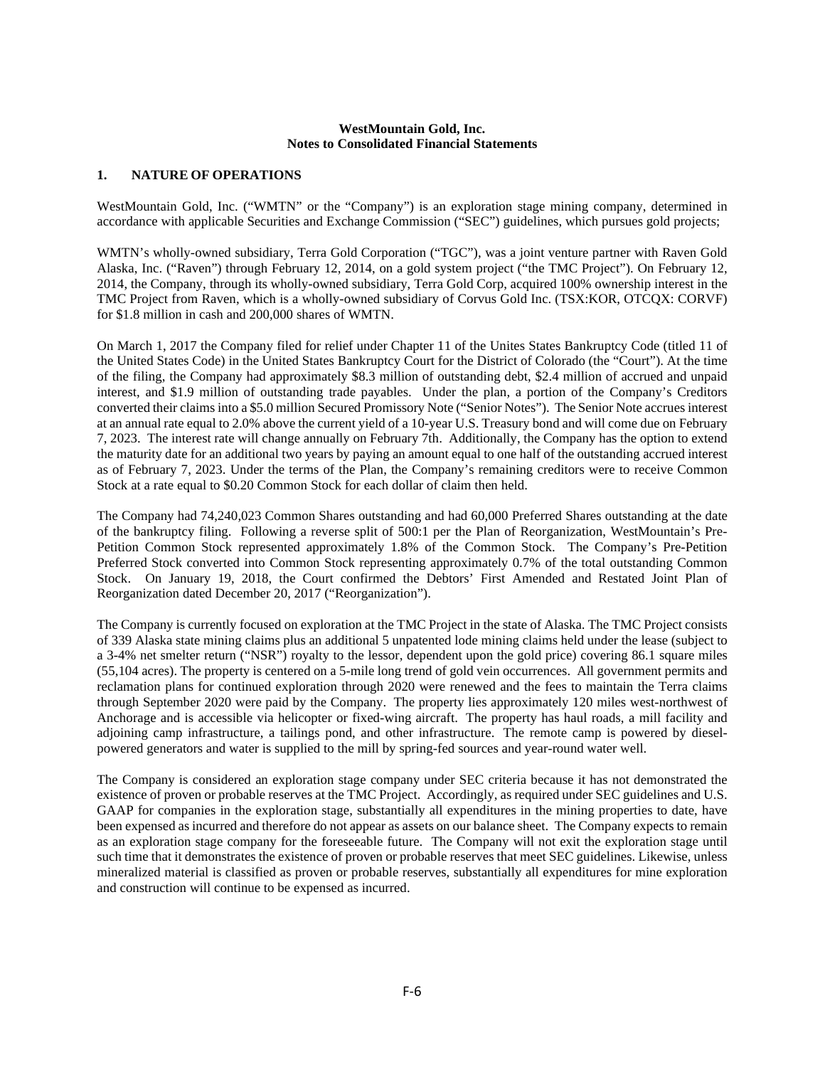**WestMountain Gold, Inc.**
**Notes to Consolidated Financial Statements**

## 1. NATURE OF OPERATIONS

WestMountain Gold, Inc. ("WMTN" or the "Company") is an exploration stage mining company, determined in accordance with applicable Securities and Exchange Commission ("SEC") guidelines, which pursues gold projects;

WMTN's wholly-owned subsidiary, Terra Gold Corporation ("TGC"), was a joint venture partner with Raven Gold Alaska, Inc. ("Raven") through February 12, 2014, on a gold system project ("the TMC Project"). On February 12, 2014, the Company, through its wholly-owned subsidiary, Terra Gold Corp, acquired 100% ownership interest in the TMC Project from Raven, which is a wholly-owned subsidiary of Corvus Gold Inc. (TSX:KOR, OTCQX: CORVF) for $1.8 million in cash and 200,000 shares of WMTN.

On March 1, 2017 the Company filed for relief under Chapter 11 of the Unites States Bankruptcy Code (titled 11 of the United States Code) in the United States Bankruptcy Court for the District of Colorado (the "Court"). At the time of the filing, the Company had approximately $8.3 million of outstanding debt, $2.4 million of accrued and unpaid interest, and $1.9 million of outstanding trade payables. Under the plan, a portion of the Company's Creditors converted their claims into a $5.0 million Secured Promissory Note ("Senior Notes"). The Senior Note accrues interest at an annual rate equal to 2.0% above the current yield of a 10-year U.S. Treasury bond and will come due on February 7, 2023. The interest rate will change annually on February 7th. Additionally, the Company has the option to extend the maturity date for an additional two years by paying an amount equal to one half of the outstanding accrued interest as of February 7, 2023. Under the terms of the Plan, the Company's remaining creditors were to receive Common Stock at a rate equal to $0.20 Common Stock for each dollar of claim then held.

The Company had 74,240,023 Common Shares outstanding and had 60,000 Preferred Shares outstanding at the date of the bankruptcy filing. Following a reverse split of 500:1 per the Plan of Reorganization, WestMountain's Pre-Petition Common Stock represented approximately 1.8% of the Common Stock. The Company's Pre-Petition Preferred Stock converted into Common Stock representing approximately 0.7% of the total outstanding Common Stock. On January 19, 2018, the Court confirmed the Debtors' First Amended and Restated Joint Plan of Reorganization dated December 20, 2017 ("Reorganization").

The Company is currently focused on exploration at the TMC Project in the state of Alaska. The TMC Project consists of 339 Alaska state mining claims plus an additional 5 unpatented lode mining claims held under the lease (subject to a 3-4% net smelter return ("NSR") royalty to the lessor, dependent upon the gold price) covering 86.1 square miles (55,104 acres). The property is centered on a 5-mile long trend of gold vein occurrences. All government permits and reclamation plans for continued exploration through 2020 were renewed and the fees to maintain the Terra claims through September 2020 were paid by the Company. The property lies approximately 120 miles west-northwest of Anchorage and is accessible via helicopter or fixed-wing aircraft. The property has haul roads, a mill facility and adjoining camp infrastructure, a tailings pond, and other infrastructure. The remote camp is powered by diesel-powered generators and water is supplied to the mill by spring-fed sources and year-round water well.

The Company is considered an exploration stage company under SEC criteria because it has not demonstrated the existence of proven or probable reserves at the TMC Project. Accordingly, as required under SEC guidelines and U.S. GAAP for companies in the exploration stage, substantially all expenditures in the mining properties to date, have been expensed as incurred and therefore do not appear as assets on our balance sheet. The Company expects to remain as an exploration stage company for the foreseeable future. The Company will not exit the exploration stage until such time that it demonstrates the existence of proven or probable reserves that meet SEC guidelines. Likewise, unless mineralized material is classified as proven or probable reserves, substantially all expenditures for mine exploration and construction will continue to be expensed as incurred.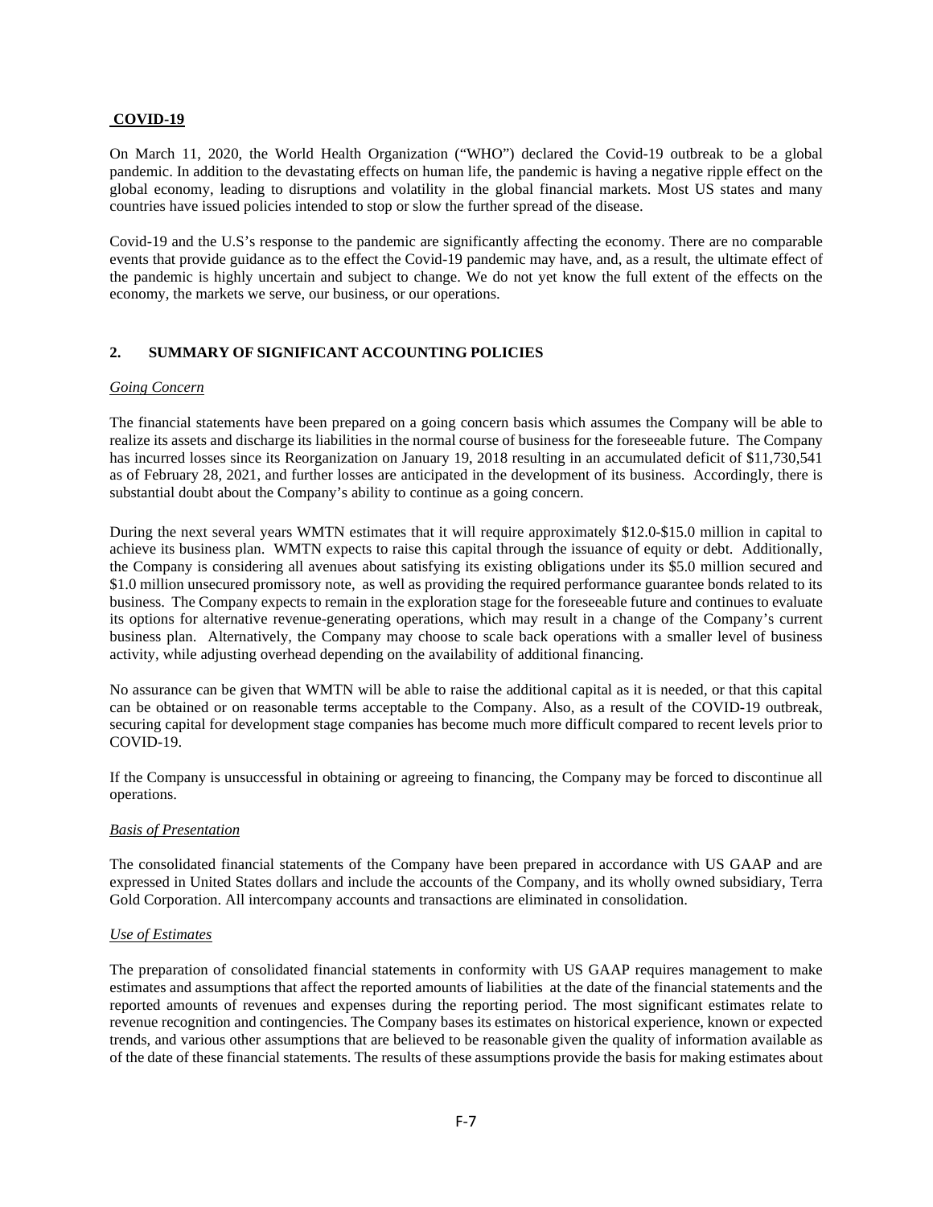**COVID-19**

On March 11, 2020, the World Health Organization ("WHO") declared the Covid-19 outbreak to be a global pandemic. In addition to the devastating effects on human life, the pandemic is having a negative ripple effect on the global economy, leading to disruptions and volatility in the global financial markets. Most US states and many countries have issued policies intended to stop or slow the further spread of the disease.

Covid-19 and the U.S's response to the pandemic are significantly affecting the economy. There are no comparable events that provide guidance as to the effect the Covid-19 pandemic may have, and, as a result, the ultimate effect of the pandemic is highly uncertain and subject to change. We do not yet know the full extent of the effects on the economy, the markets we serve, our business, or our operations.

## 2. SUMMARY OF SIGNIFICANT ACCOUNTING POLICIES

*Going Concern*

The financial statements have been prepared on a going concern basis which assumes the Company will be able to realize its assets and discharge its liabilities in the normal course of business for the foreseeable future. The Company has incurred losses since its Reorganization on January 19, 2018 resulting in an accumulated deficit of $11,730,541 as of February 28, 2021, and further losses are anticipated in the development of its business. Accordingly, there is substantial doubt about the Company's ability to continue as a going concern.

During the next several years WMTN estimates that it will require approximately $12.0-$15.0 million in capital to achieve its business plan. WMTN expects to raise this capital through the issuance of equity or debt. Additionally, the Company is considering all avenues about satisfying its existing obligations under its $5.0 million secured and $1.0 million unsecured promissory note, as well as providing the required performance guarantee bonds related to its business. The Company expects to remain in the exploration stage for the foreseeable future and continues to evaluate its options for alternative revenue-generating operations, which may result in a change of the Company's current business plan. Alternatively, the Company may choose to scale back operations with a smaller level of business activity, while adjusting overhead depending on the availability of additional financing.

No assurance can be given that WMTN will be able to raise the additional capital as it is needed, or that this capital can be obtained or on reasonable terms acceptable to the Company. Also, as a result of the COVID-19 outbreak, securing capital for development stage companies has become much more difficult compared to recent levels prior to COVID-19.

If the Company is unsuccessful in obtaining or agreeing to financing, the Company may be forced to discontinue all operations.

*Basis of Presentation*

The consolidated financial statements of the Company have been prepared in accordance with US GAAP and are expressed in United States dollars and include the accounts of the Company, and its wholly owned subsidiary, Terra Gold Corporation. All intercompany accounts and transactions are eliminated in consolidation.

*Use of Estimates*

The preparation of consolidated financial statements in conformity with US GAAP requires management to make estimates and assumptions that affect the reported amounts of liabilities at the date of the financial statements and the reported amounts of revenues and expenses during the reporting period. The most significant estimates relate to revenue recognition and contingencies. The Company bases its estimates on historical experience, known or expected trends, and various other assumptions that are believed to be reasonable given the quality of information available as of the date of these financial statements. The results of these assumptions provide the basis for making estimates about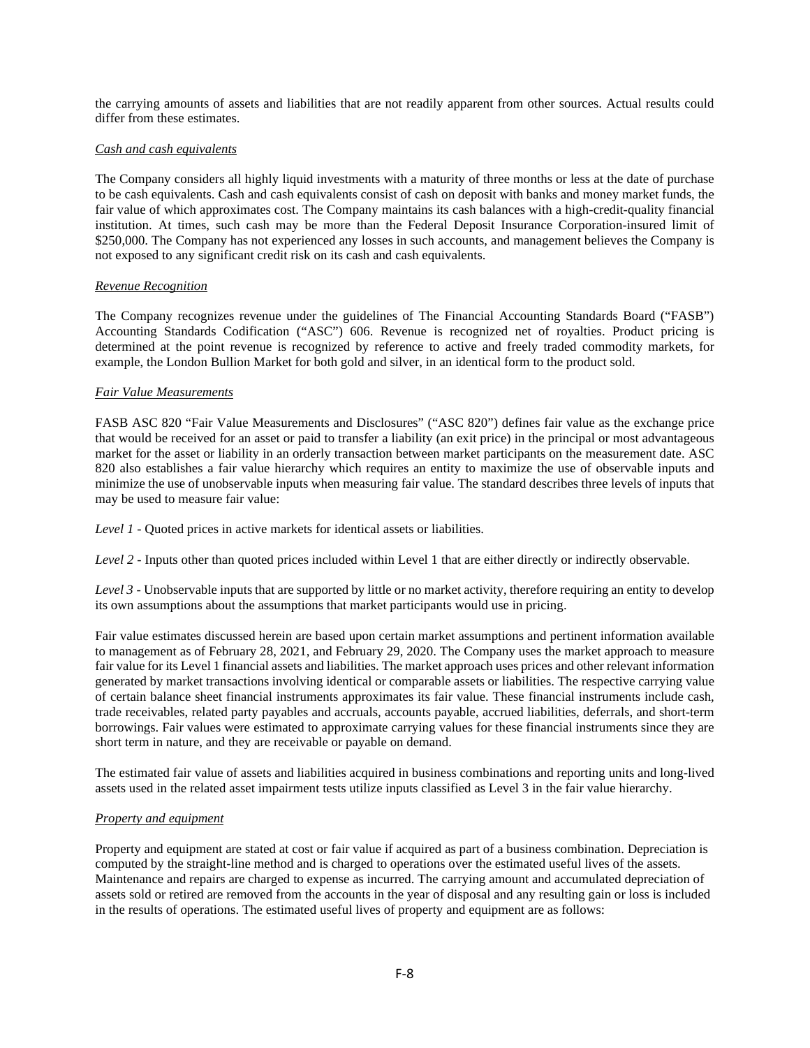the carrying amounts of assets and liabilities that are not readily apparent from other sources. Actual results could differ from these estimates.

*Cash and cash equivalents*

The Company considers all highly liquid investments with a maturity of three months or less at the date of purchase to be cash equivalents. Cash and cash equivalents consist of cash on deposit with banks and money market funds, the fair value of which approximates cost. The Company maintains its cash balances with a high-credit-quality financial institution. At times, such cash may be more than the Federal Deposit Insurance Corporation-insured limit of $250,000. The Company has not experienced any losses in such accounts, and management believes the Company is not exposed to any significant credit risk on its cash and cash equivalents.

*Revenue Recognition*

The Company recognizes revenue under the guidelines of The Financial Accounting Standards Board ("FASB") Accounting Standards Codification ("ASC") 606. Revenue is recognized net of royalties. Product pricing is determined at the point revenue is recognized by reference to active and freely traded commodity markets, for example, the London Bullion Market for both gold and silver, in an identical form to the product sold.

*Fair Value Measurements*

FASB ASC 820 "Fair Value Measurements and Disclosures" ("ASC 820") defines fair value as the exchange price that would be received for an asset or paid to transfer a liability (an exit price) in the principal or most advantageous market for the asset or liability in an orderly transaction between market participants on the measurement date. ASC 820 also establishes a fair value hierarchy which requires an entity to maximize the use of observable inputs and minimize the use of unobservable inputs when measuring fair value. The standard describes three levels of inputs that may be used to measure fair value:

*Level 1* - Quoted prices in active markets for identical assets or liabilities.

*Level 2* - Inputs other than quoted prices included within Level 1 that are either directly or indirectly observable.

*Level 3* - Unobservable inputs that are supported by little or no market activity, therefore requiring an entity to develop its own assumptions about the assumptions that market participants would use in pricing.

Fair value estimates discussed herein are based upon certain market assumptions and pertinent information available to management as of February 28, 2021, and February 29, 2020. The Company uses the market approach to measure fair value for its Level 1 financial assets and liabilities. The market approach uses prices and other relevant information generated by market transactions involving identical or comparable assets or liabilities. The respective carrying value of certain balance sheet financial instruments approximates its fair value. These financial instruments include cash, trade receivables, related party payables and accruals, accounts payable, accrued liabilities, deferrals, and short-term borrowings. Fair values were estimated to approximate carrying values for these financial instruments since they are short term in nature, and they are receivable or payable on demand.

The estimated fair value of assets and liabilities acquired in business combinations and reporting units and long-lived assets used in the related asset impairment tests utilize inputs classified as Level 3 in the fair value hierarchy.

*Property and equipment*

Property and equipment are stated at cost or fair value if acquired as part of a business combination. Depreciation is computed by the straight-line method and is charged to operations over the estimated useful lives of the assets. Maintenance and repairs are charged to expense as incurred. The carrying amount and accumulated depreciation of assets sold or retired are removed from the accounts in the year of disposal and any resulting gain or loss is included in the results of operations. The estimated useful lives of property and equipment are as follows: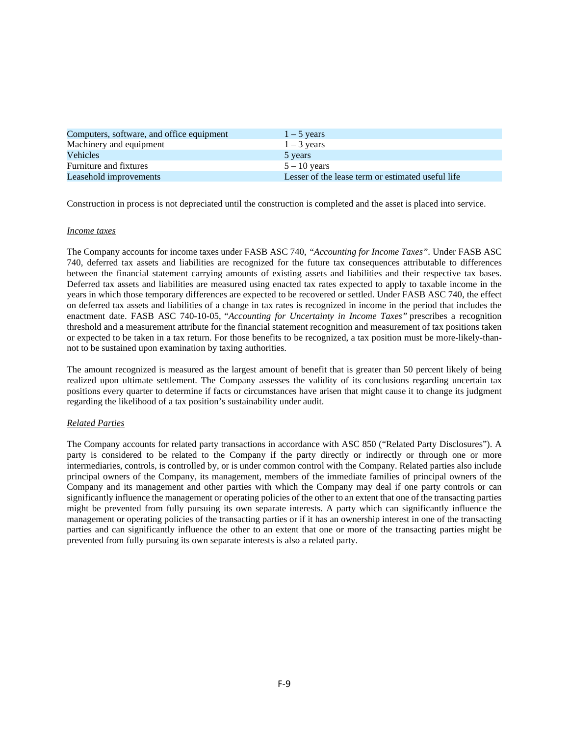| | |
|---|---|
| Computers, software, and office equipment | 1 – 5 years |
| Machinery and equipment | 1 – 3 years |
| Vehicles | 5 years |
| Furniture and fixtures | 5 – 10 years |
| Leasehold improvements | Lesser of the lease term or estimated useful life |

Construction in process is not depreciated until the construction is completed and the asset is placed into service.

*Income taxes*

The Company accounts for income taxes under FASB ASC 740, *"Accounting for Income Taxes"*. Under FASB ASC 740, deferred tax assets and liabilities are recognized for the future tax consequences attributable to differences between the financial statement carrying amounts of existing assets and liabilities and their respective tax bases. Deferred tax assets and liabilities are measured using enacted tax rates expected to apply to taxable income in the years in which those temporary differences are expected to be recovered or settled. Under FASB ASC 740, the effect on deferred tax assets and liabilities of a change in tax rates is recognized in income in the period that includes the enactment date. FASB ASC 740-10-05, *"Accounting for Uncertainty in Income Taxes"* prescribes a recognition threshold and a measurement attribute for the financial statement recognition and measurement of tax positions taken or expected to be taken in a tax return. For those benefits to be recognized, a tax position must be more-likely-than-not to be sustained upon examination by taxing authorities.

The amount recognized is measured as the largest amount of benefit that is greater than 50 percent likely of being realized upon ultimate settlement. The Company assesses the validity of its conclusions regarding uncertain tax positions every quarter to determine if facts or circumstances have arisen that might cause it to change its judgment regarding the likelihood of a tax position's sustainability under audit.

*Related Parties*

The Company accounts for related party transactions in accordance with ASC 850 ("Related Party Disclosures"). A party is considered to be related to the Company if the party directly or indirectly or through one or more intermediaries, controls, is controlled by, or is under common control with the Company. Related parties also include principal owners of the Company, its management, members of the immediate families of principal owners of the Company and its management and other parties with which the Company may deal if one party controls or can significantly influence the management or operating policies of the other to an extent that one of the transacting parties might be prevented from fully pursuing its own separate interests. A party which can significantly influence the management or operating policies of the transacting parties or if it has an ownership interest in one of the transacting parties and can significantly influence the other to an extent that one or more of the transacting parties might be prevented from fully pursuing its own separate interests is also a related party.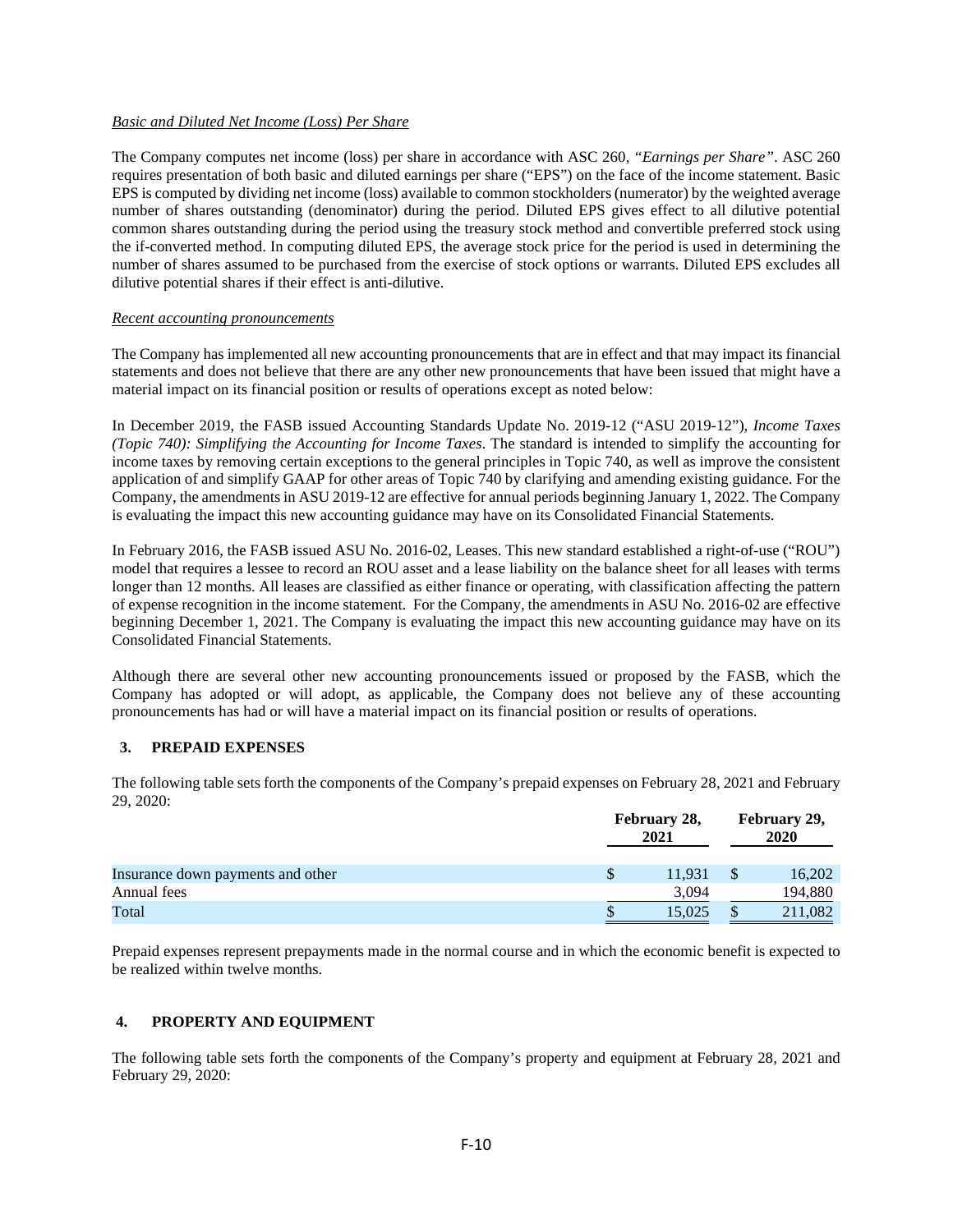*Basic and Diluted Net Income (Loss) Per Share*

The Company computes net income (loss) per share in accordance with ASC 260, *"Earnings per Share"*. ASC 260 requires presentation of both basic and diluted earnings per share ("EPS") on the face of the income statement. Basic EPS is computed by dividing net income (loss) available to common stockholders (numerator) by the weighted average number of shares outstanding (denominator) during the period. Diluted EPS gives effect to all dilutive potential common shares outstanding during the period using the treasury stock method and convertible preferred stock using the if-converted method. In computing diluted EPS, the average stock price for the period is used in determining the number of shares assumed to be purchased from the exercise of stock options or warrants. Diluted EPS excludes all dilutive potential shares if their effect is anti-dilutive.

*Recent accounting pronouncements*

The Company has implemented all new accounting pronouncements that are in effect and that may impact its financial statements and does not believe that there are any other new pronouncements that have been issued that might have a material impact on its financial position or results of operations except as noted below:

In December 2019, the FASB issued Accounting Standards Update No. 2019-12 ("ASU 2019-12"), *Income Taxes (Topic 740): Simplifying the Accounting for Income Taxes*. The standard is intended to simplify the accounting for income taxes by removing certain exceptions to the general principles in Topic 740, as well as improve the consistent application of and simplify GAAP for other areas of Topic 740 by clarifying and amending existing guidance. For the Company, the amendments in ASU 2019-12 are effective for annual periods beginning January 1, 2022. The Company is evaluating the impact this new accounting guidance may have on its Consolidated Financial Statements.

In February 2016, the FASB issued ASU No. 2016-02, Leases. This new standard established a right-of-use ("ROU") model that requires a lessee to record an ROU asset and a lease liability on the balance sheet for all leases with terms longer than 12 months. All leases are classified as either finance or operating, with classification affecting the pattern of expense recognition in the income statement. For the Company, the amendments in ASU No. 2016-02 are effective beginning December 1, 2021. The Company is evaluating the impact this new accounting guidance may have on its Consolidated Financial Statements.

Although there are several other new accounting pronouncements issued or proposed by the FASB, which the Company has adopted or will adopt, as applicable, the Company does not believe any of these accounting pronouncements has had or will have a material impact on its financial position or results of operations.

## 3. PREPAID EXPENSES

The following table sets forth the components of the Company's prepaid expenses on February 28, 2021 and February 29, 2020:

| | February 28, 2021 | February 29, 2020 |
|---|---|---|
| Insurance down payments and other | $ 11,931 | $ 16,202 |
| Annual fees | 3,094 | 194,880 |
| Total | $ 15,025 | $ 211,082 |

Prepaid expenses represent prepayments made in the normal course and in which the economic benefit is expected to be realized within twelve months.

## 4. PROPERTY AND EQUIPMENT

The following table sets forth the components of the Company's property and equipment at February 28, 2021 and February 29, 2020: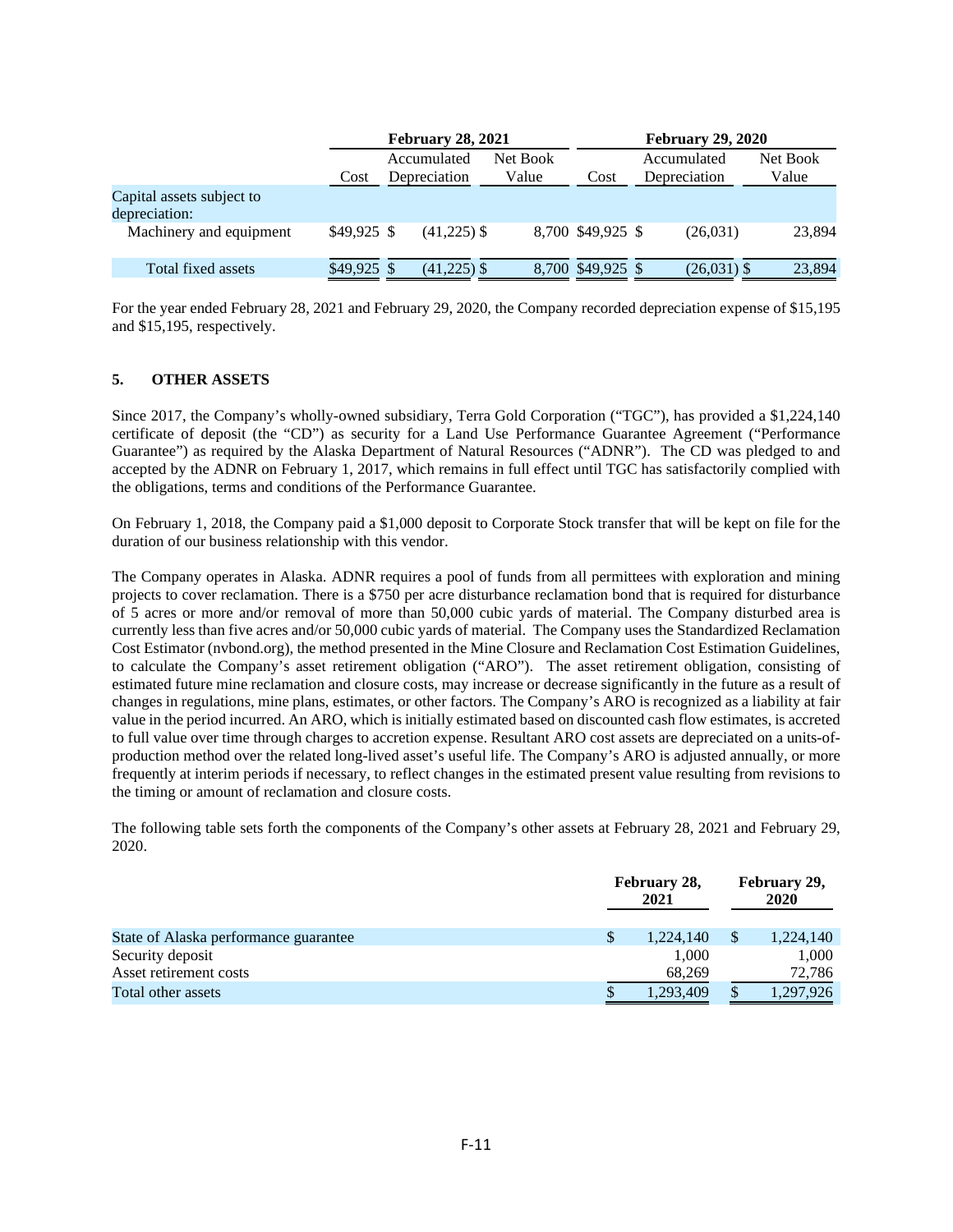| | February 28, 2021 | | | February 29, 2020 | | |
|---|---|---|---|---|---|---|
| | Cost | Accumulated Depreciation | Net Book Value | Cost | Accumulated Depreciation | Net Book Value |
| Capital assets subject to depreciation: | | | | | | |
| Machinery and equipment | $49,925 | $ (41,225) | $ 8,700 | $49,925 | $ (26,031) | 23,894 |
| Total fixed assets | $49,925 | $ (41,225) | $ 8,700 | $49,925 | $ (26,031) | $ 23,894 |

For the year ended February 28, 2021 and February 29, 2020, the Company recorded depreciation expense of $15,195 and $15,195, respectively.

## 5. OTHER ASSETS

Since 2017, the Company's wholly-owned subsidiary, Terra Gold Corporation ("TGC"), has provided a $1,224,140 certificate of deposit (the "CD") as security for a Land Use Performance Guarantee Agreement ("Performance Guarantee") as required by the Alaska Department of Natural Resources ("ADNR"). The CD was pledged to and accepted by the ADNR on February 1, 2017, which remains in full effect until TGC has satisfactorily complied with the obligations, terms and conditions of the Performance Guarantee.

On February 1, 2018, the Company paid a $1,000 deposit to Corporate Stock transfer that will be kept on file for the duration of our business relationship with this vendor.

The Company operates in Alaska. ADNR requires a pool of funds from all permittees with exploration and mining projects to cover reclamation. There is a $750 per acre disturbance reclamation bond that is required for disturbance of 5 acres or more and/or removal of more than 50,000 cubic yards of material. The Company disturbed area is currently less than five acres and/or 50,000 cubic yards of material. The Company uses the Standardized Reclamation Cost Estimator (nvbond.org), the method presented in the Mine Closure and Reclamation Cost Estimation Guidelines, to calculate the Company's asset retirement obligation ("ARO"). The asset retirement obligation, consisting of estimated future mine reclamation and closure costs, may increase or decrease significantly in the future as a result of changes in regulations, mine plans, estimates, or other factors. The Company's ARO is recognized as a liability at fair value in the period incurred. An ARO, which is initially estimated based on discounted cash flow estimates, is accreted to full value over time through charges to accretion expense. Resultant ARO cost assets are depreciated on a units-of-production method over the related long-lived asset's useful life. The Company's ARO is adjusted annually, or more frequently at interim periods if necessary, to reflect changes in the estimated present value resulting from revisions to the timing or amount of reclamation and closure costs.

The following table sets forth the components of the Company's other assets at February 28, 2021 and February 29, 2020.

| | February 28, 2021 | February 29, 2020 |
|---|---|---|
| State of Alaska performance guarantee | $ 1,224,140 | $ 1,224,140 |
| Security deposit | 1,000 | 1,000 |
| Asset retirement costs | 68,269 | 72,786 |
| Total other assets | $ 1,293,409 | $ 1,297,926 |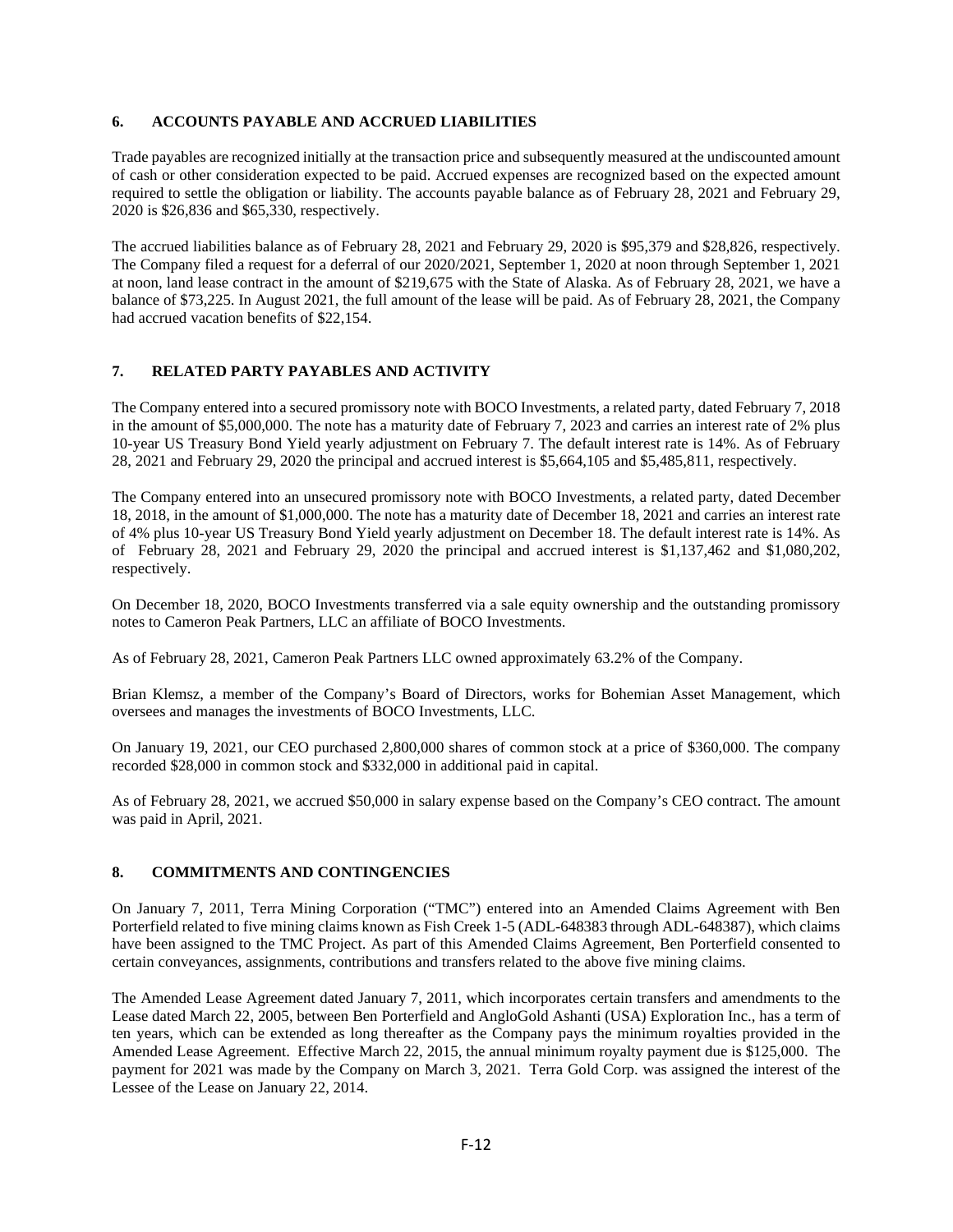## 6. ACCOUNTS PAYABLE AND ACCRUED LIABILITIES

Trade payables are recognized initially at the transaction price and subsequently measured at the undiscounted amount of cash or other consideration expected to be paid. Accrued expenses are recognized based on the expected amount required to settle the obligation or liability. The accounts payable balance as of February 28, 2021 and February 29, 2020 is $26,836 and $65,330, respectively.

The accrued liabilities balance as of February 28, 2021 and February 29, 2020 is $95,379 and $28,826, respectively. The Company filed a request for a deferral of our 2020/2021, September 1, 2020 at noon through September 1, 2021 at noon, land lease contract in the amount of $219,675 with the State of Alaska. As of February 28, 2021, we have a balance of $73,225. In August 2021, the full amount of the lease will be paid. As of February 28, 2021, the Company had accrued vacation benefits of $22,154.

## 7. RELATED PARTY PAYABLES AND ACTIVITY

The Company entered into a secured promissory note with BOCO Investments, a related party, dated February 7, 2018 in the amount of $5,000,000. The note has a maturity date of February 7, 2023 and carries an interest rate of 2% plus 10-year US Treasury Bond Yield yearly adjustment on February 7. The default interest rate is 14%. As of February 28, 2021 and February 29, 2020 the principal and accrued interest is $5,664,105 and $5,485,811, respectively.

The Company entered into an unsecured promissory note with BOCO Investments, a related party, dated December 18, 2018, in the amount of $1,000,000. The note has a maturity date of December 18, 2021 and carries an interest rate of 4% plus 10-year US Treasury Bond Yield yearly adjustment on December 18. The default interest rate is 14%. As of February 28, 2021 and February 29, 2020 the principal and accrued interest is $1,137,462 and $1,080,202, respectively.

On December 18, 2020, BOCO Investments transferred via a sale equity ownership and the outstanding promissory notes to Cameron Peak Partners, LLC an affiliate of BOCO Investments.

As of February 28, 2021, Cameron Peak Partners LLC owned approximately 63.2% of the Company.

Brian Klemsz, a member of the Company's Board of Directors, works for Bohemian Asset Management, which oversees and manages the investments of BOCO Investments, LLC.

On January 19, 2021, our CEO purchased 2,800,000 shares of common stock at a price of $360,000. The company recorded $28,000 in common stock and $332,000 in additional paid in capital.

As of February 28, 2021, we accrued $50,000 in salary expense based on the Company's CEO contract. The amount was paid in April, 2021.

## 8. COMMITMENTS AND CONTINGENCIES

On January 7, 2011, Terra Mining Corporation ("TMC") entered into an Amended Claims Agreement with Ben Porterfield related to five mining claims known as Fish Creek 1-5 (ADL-648383 through ADL-648387), which claims have been assigned to the TMC Project. As part of this Amended Claims Agreement, Ben Porterfield consented to certain conveyances, assignments, contributions and transfers related to the above five mining claims.

The Amended Lease Agreement dated January 7, 2011, which incorporates certain transfers and amendments to the Lease dated March 22, 2005, between Ben Porterfield and AngloGold Ashanti (USA) Exploration Inc., has a term of ten years, which can be extended as long thereafter as the Company pays the minimum royalties provided in the Amended Lease Agreement. Effective March 22, 2015, the annual minimum royalty payment due is $125,000. The payment for 2021 was made by the Company on March 3, 2021. Terra Gold Corp. was assigned the interest of the Lessee of the Lease on January 22, 2014.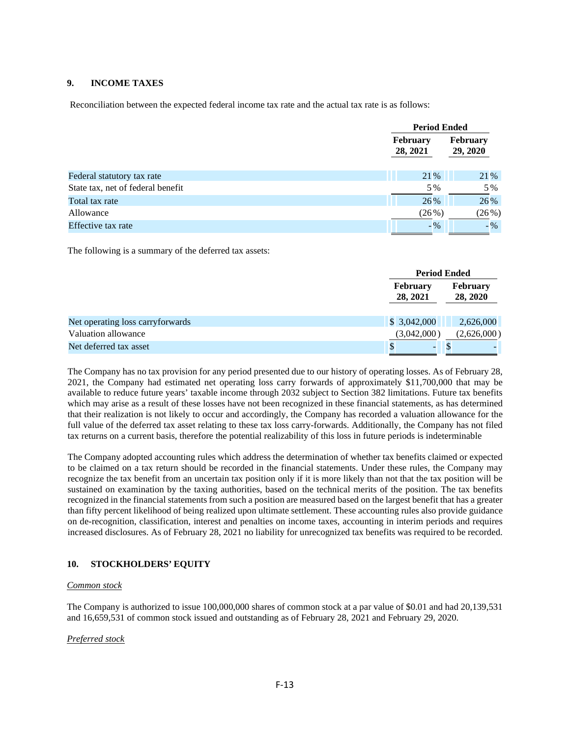## 9. INCOME TAXES

Reconciliation between the expected federal income tax rate and the actual tax rate is as follows:

| | Period Ended | |
|---|---|---|
| | February 28, 2021 | February 29, 2020 |
| Federal statutory tax rate | 21% | 21% |
| State tax, net of federal benefit | 5% | 5% |
| Total tax rate | 26% | 26% |
| Allowance | (26%) | (26%) |
| Effective tax rate | -% | -% |

The following is a summary of the deferred tax assets:

| | Period Ended | |
|---|---|---|
| | February 28, 2021 | February 28, 2020 |
| Net operating loss carryforwards | $ 3,042,000 | 2,626,000 |
| Valuation allowance | (3,042,000) | (2,626,000) |
| Net deferred tax asset | $ - | $ - |

The Company has no tax provision for any period presented due to our history of operating losses. As of February 28, 2021, the Company had estimated net operating loss carry forwards of approximately $11,700,000 that may be available to reduce future years' taxable income through 2032 subject to Section 382 limitations. Future tax benefits which may arise as a result of these losses have not been recognized in these financial statements, as has determined that their realization is not likely to occur and accordingly, the Company has recorded a valuation allowance for the full value of the deferred tax asset relating to these tax loss carry-forwards. Additionally, the Company has not filed tax returns on a current basis, therefore the potential realizability of this loss in future periods is indeterminable

The Company adopted accounting rules which address the determination of whether tax benefits claimed or expected to be claimed on a tax return should be recorded in the financial statements. Under these rules, the Company may recognize the tax benefit from an uncertain tax position only if it is more likely than not that the tax position will be sustained on examination by the taxing authorities, based on the technical merits of the position. The tax benefits recognized in the financial statements from such a position are measured based on the largest benefit that has a greater than fifty percent likelihood of being realized upon ultimate settlement. These accounting rules also provide guidance on de-recognition, classification, interest and penalties on income taxes, accounting in interim periods and requires increased disclosures. As of February 28, 2021 no liability for unrecognized tax benefits was required to be recorded.

## 10. STOCKHOLDERS' EQUITY

*Common stock*

The Company is authorized to issue 100,000,000 shares of common stock at a par value of $0.01 and had 20,139,531 and 16,659,531 of common stock issued and outstanding as of February 28, 2021 and February 29, 2020.

*Preferred stock*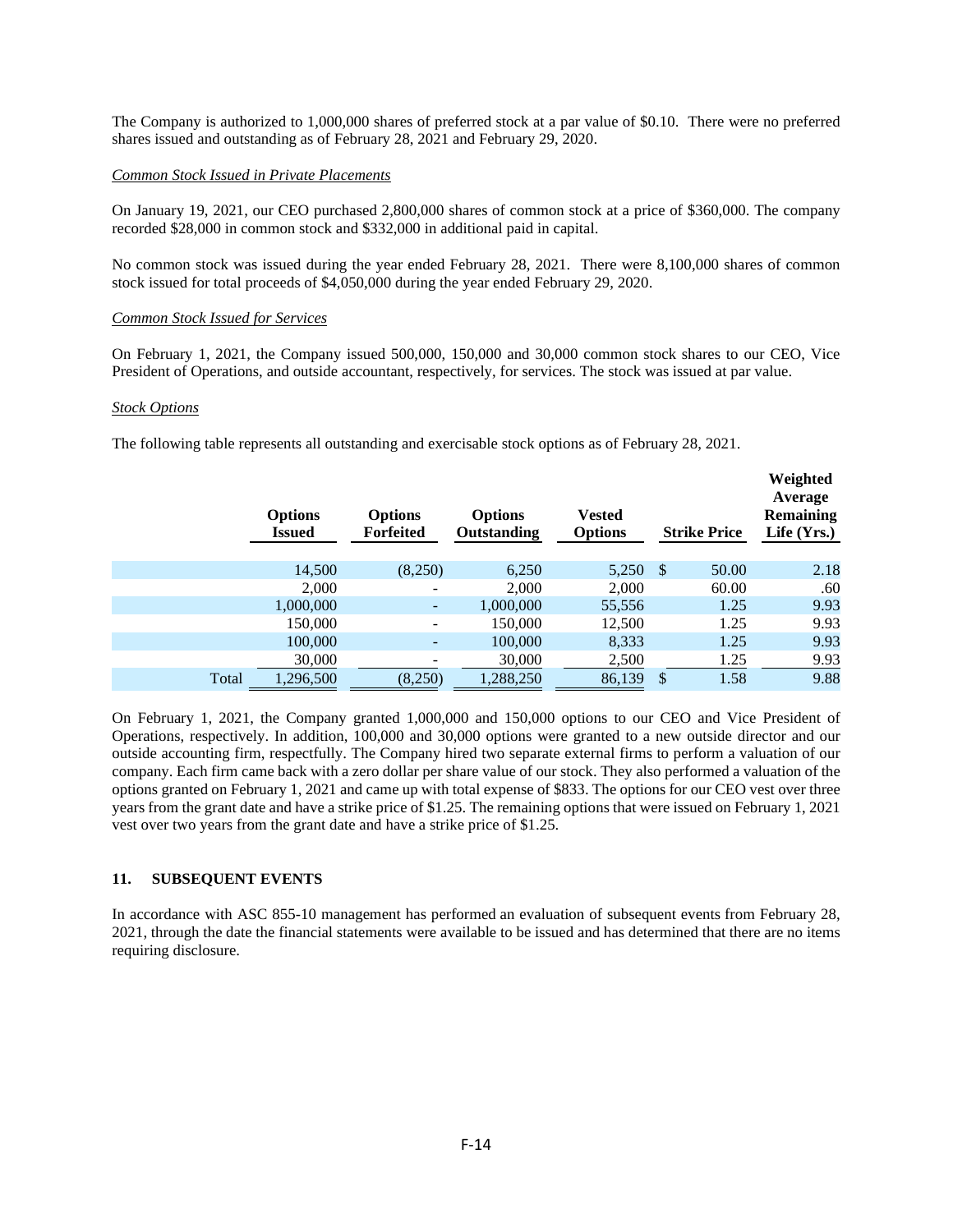The Company is authorized to 1,000,000 shares of preferred stock at a par value of $0.10. There were no preferred shares issued and outstanding as of February 28, 2021 and February 29, 2020.

*Common Stock Issued in Private Placements*

On January 19, 2021, our CEO purchased 2,800,000 shares of common stock at a price of $360,000. The company recorded $28,000 in common stock and $332,000 in additional paid in capital.

No common stock was issued during the year ended February 28, 2021. There were 8,100,000 shares of common stock issued for total proceeds of $4,050,000 during the year ended February 29, 2020.

*Common Stock Issued for Services*

On February 1, 2021, the Company issued 500,000, 150,000 and 30,000 common stock shares to our CEO, Vice President of Operations, and outside accountant, respectively, for services. The stock was issued at par value.

*Stock Options*

The following table represents all outstanding and exercisable stock options as of February 28, 2021.

| | Options Issued | Options Forfeited | Options Outstanding | Vested Options | Strike Price | Weighted Average Remaining Life (Yrs.) |
|---|---|---|---|---|---|---|
| | 14,500 | (8,250) | 6,250 | 5,250 | $ 50.00 | 2.18 |
| | 2,000 | - | 2,000 | 2,000 | 60.00 | .60 |
| | 1,000,000 | - | 1,000,000 | 55,556 | 1.25 | 9.93 |
| | 150,000 | - | 150,000 | 12,500 | 1.25 | 9.93 |
| | 100,000 | - | 100,000 | 8,333 | 1.25 | 9.93 |
| | 30,000 | - | 30,000 | 2,500 | 1.25 | 9.93 |
| Total | 1,296,500 | (8,250) | 1,288,250 | 86,139 | $ 1.58 | 9.88 |

On February 1, 2021, the Company granted 1,000,000 and 150,000 options to our CEO and Vice President of Operations, respectively. In addition, 100,000 and 30,000 options were granted to a new outside director and our outside accounting firm, respectfully. The Company hired two separate external firms to perform a valuation of our company. Each firm came back with a zero dollar per share value of our stock. They also performed a valuation of the options granted on February 1, 2021 and came up with total expense of $833. The options for our CEO vest over three years from the grant date and have a strike price of $1.25. The remaining options that were issued on February 1, 2021 vest over two years from the grant date and have a strike price of $1.25.

## 11. SUBSEQUENT EVENTS

In accordance with ASC 855-10 management has performed an evaluation of subsequent events from February 28, 2021, through the date the financial statements were available to be issued and has determined that there are no items requiring disclosure.